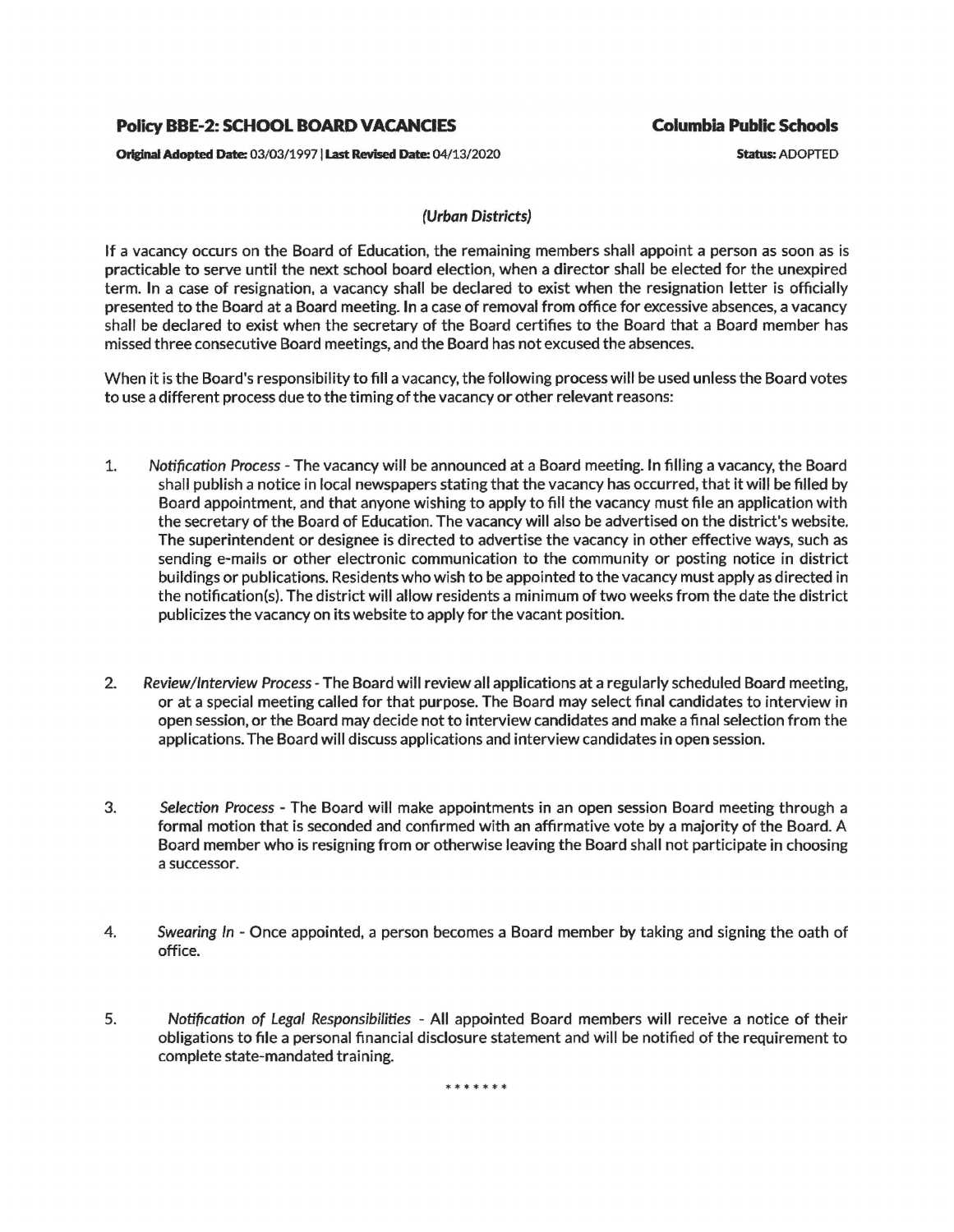## Policy BBE-2: SCHOOL BOARD VACANCIES

**Columbia Public Schools**

**Original Adopted Date:** 03/03/1997 | **Last Revised Date:** 04/13/2020

**Status:** ADOPTED

*(Urban Districts)*

If a vacancy occurs on the Board of Education, the remaining members shall appoint a person as soon as is practicable to serve until the next school board election, when a director shall be elected for the unexpired term. In a case of resignation, a vacancy shall be declared to exist when the resignation letter is officially presented to the Board at a Board meeting. In a case of removal from office for excessive absences, a vacancy shall be declared to exist when the secretary of the Board certifies to the Board that a Board member has missed three consecutive Board meetings, and the Board has not excused the absences.

When it is the Board's responsibility to fill a vacancy, the following process will be used unless the Board votes to use a different process due to the timing of the vacancy or other relevant reasons:

1. *Notification Process* - The vacancy will be announced at a Board meeting. In filling a vacancy, the Board shall publish a notice in local newspapers stating that the vacancy has occurred, that it will be filled by Board appointment, and that anyone wishing to apply to fill the vacancy must file an application with the secretary of the Board of Education. The vacancy will also be advertised on the district's website. The superintendent or designee is directed to advertise the vacancy in other effective ways, such as sending e-mails or other electronic communication to the community or posting notice in district buildings or publications. Residents who wish to be appointed to the vacancy must apply as directed in the notification(s). The district will allow residents a minimum of two weeks from the date the district publicizes the vacancy on its website to apply for the vacant position.

2. *Review/Interview Process* - The Board will review all applications at a regularly scheduled Board meeting, or at a special meeting called for that purpose. The Board may select final candidates to interview in open session, or the Board may decide not to interview candidates and make a final selection from the applications. The Board will discuss applications and interview candidates in open session.

3. *Selection Process* - The Board will make appointments in an open session Board meeting through a formal motion that is seconded and confirmed with an affirmative vote by a majority of the Board. A Board member who is resigning from or otherwise leaving the Board shall not participate in choosing a successor.

4. *Swearing In* - Once appointed, a person becomes a Board member by taking and signing the oath of office.

5. *Notification of Legal Responsibilities* - All appointed Board members will receive a notice of their obligations to file a personal financial disclosure statement and will be notified of the requirement to complete state-mandated training.

\*\*\*\*\*\*\*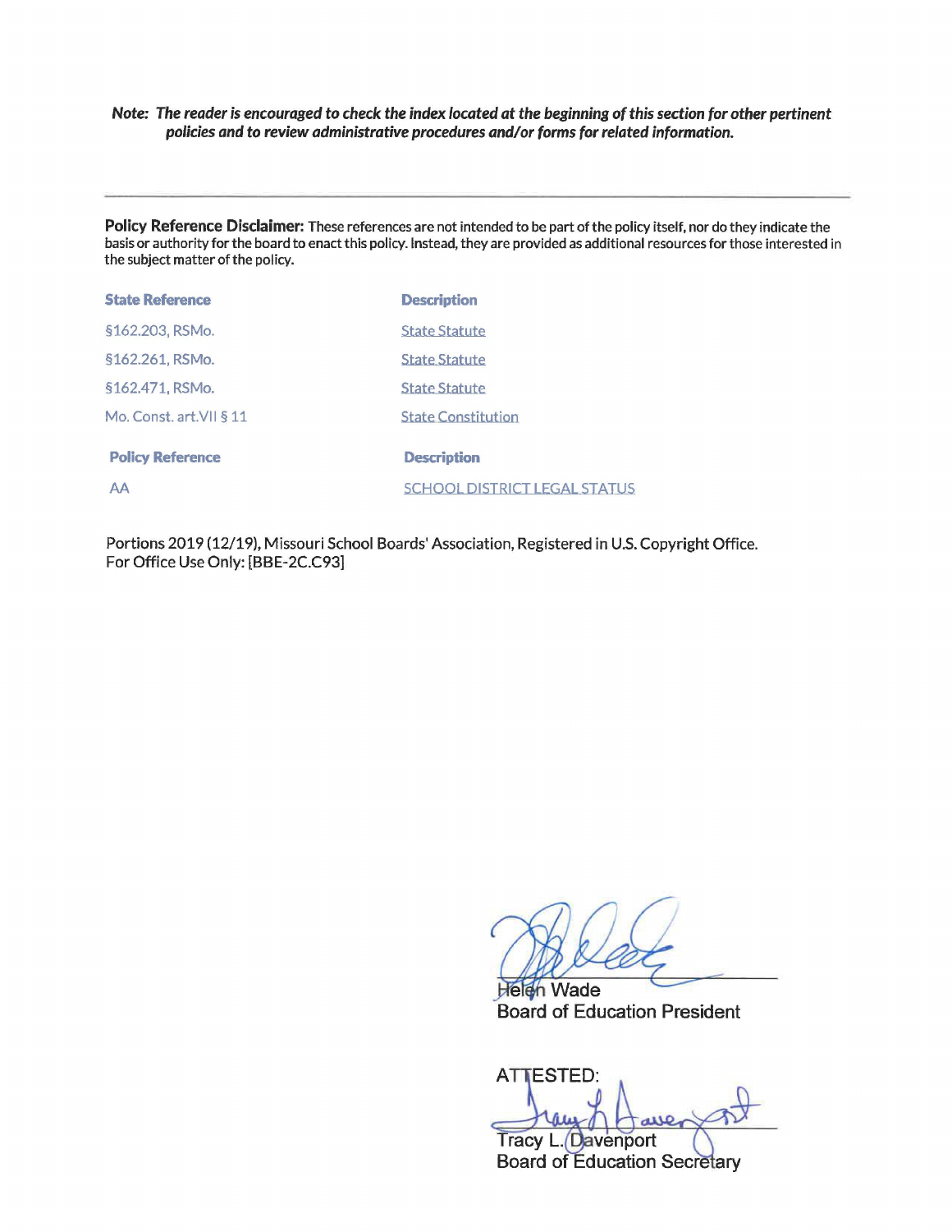***Note:** The reader is encouraged to check the index located at the beginning of this section for other pertinent policies and to review administrative procedures and/or forms for related information.*

---

**Policy Reference Disclaimer:** These references are not intended to be part of the policy itself, nor do they indicate the basis or authority for the board to enact this policy. Instead, they are provided as additional resources for those interested in the subject matter of the policy.

| State Reference | Description |
| --- | --- |
| §162.203, RSMo. | State Statute |
| §162.261, RSMo. | State Statute |
| §162.471, RSMo. | State Statute |
| Mo. Const. art.VII § 11 | State Constitution |

| Policy Reference | Description |
| --- | --- |
| AA | SCHOOL DISTRICT LEGAL STATUS |

Portions 2019 (12/19), Missouri School Boards' Association, Registered in U.S. Copyright Office.
For Office Use Only: [BBE-2C.C93]

Helen Wade
Board of Education President

ATTESTED:

Tracy L. Davenport
Board of Education Secretary